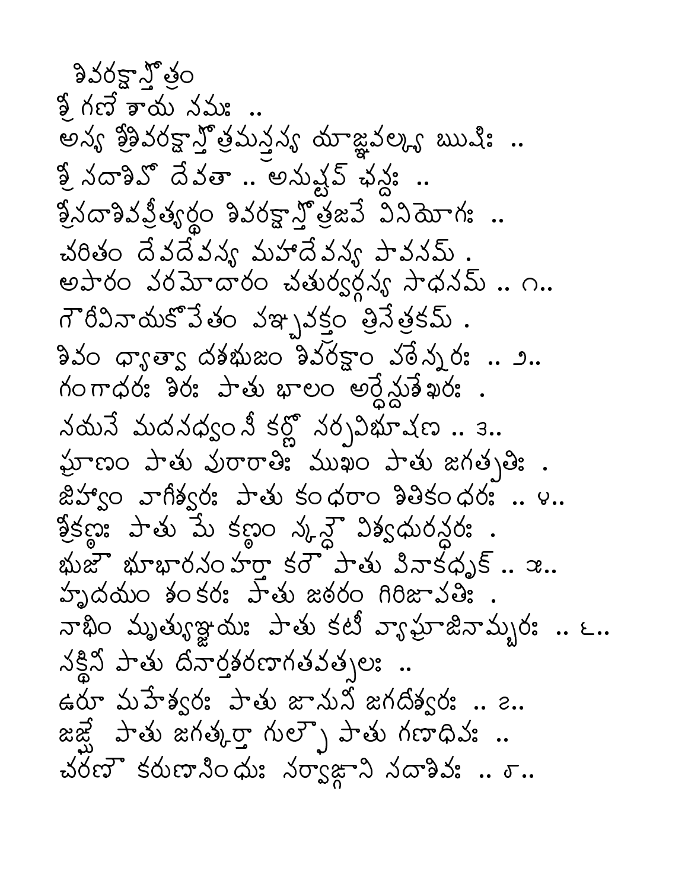# శివరక్షాస్తోత్రం

శ్రీ గణేశాయ నమః ..

అస్య శ్రీశివరక్షాస్తోత్రమన్త్రస్య యాజ్ఞవల్క్య ఋషిః ..
శ్రీ సదాశివో దేవతా .. అనుష్టుప్ ఛన్దః ..
శ్రీసదాశివప్రీత్యర్థం శివరక్షాస్తోత్రజపే వినియోగః ..

చరితం దేవదేవస్య మహాదేవస్య పావనమ్ .
అపారం పరమోదారం చతుర్వర్గస్య సాధనమ్ .. ౧..

గౌరీవినాయకోపేతం పఞ్చవక్త్రం త్రినేత్రకమ్ .
శివం ధ్యాత్వా దశభుజం శివరక్షాం పఠేన్నరః .. ౨..

గంగాధరః శిరః పాతు భాలం అర్ధేన్దుశేఖరః .
నయనే మదనధ్వంసీ కర్ణో సర్పవిభూషణ .. ౩..

ఘ్రాణం పాతు పురారాతిః ముఖం పాతు జగత్పతిః .
జిహ్వాం వాగీశ్వరః పాతు కంధరాం శితికంధరః .. ౪..

శ్రీకణ్ఠః పాతు మే కణ్ఠం స్కన్ధౌ విశ్వధురన్ధరః .
భుజౌ భూభారసంహర్తా కరౌ పాతు పినాకధృక్ .. ౫..

హృదయం శంకరః పాతు జఠరం గిరిజాపతిః .
నాభిం మృత్యుఞ్జయః పాతు కటీ వ్యాఘ్రాజినామ్బరః .. ౬..

సక్థినీ పాతు దీనార్తశరణాగతవత్సలః ..
ఉరూ మహేశ్వరః పాతు జానునీ జగదీశ్వరః .. ౭..

జఙ్ఘే పాతు జగత్కర్తా గుల్ఫౌ పాతు గణాధిపః ..
చరణౌ కరుణాసింధుః సర్వాఙ్గాని సదాశివః .. ౮..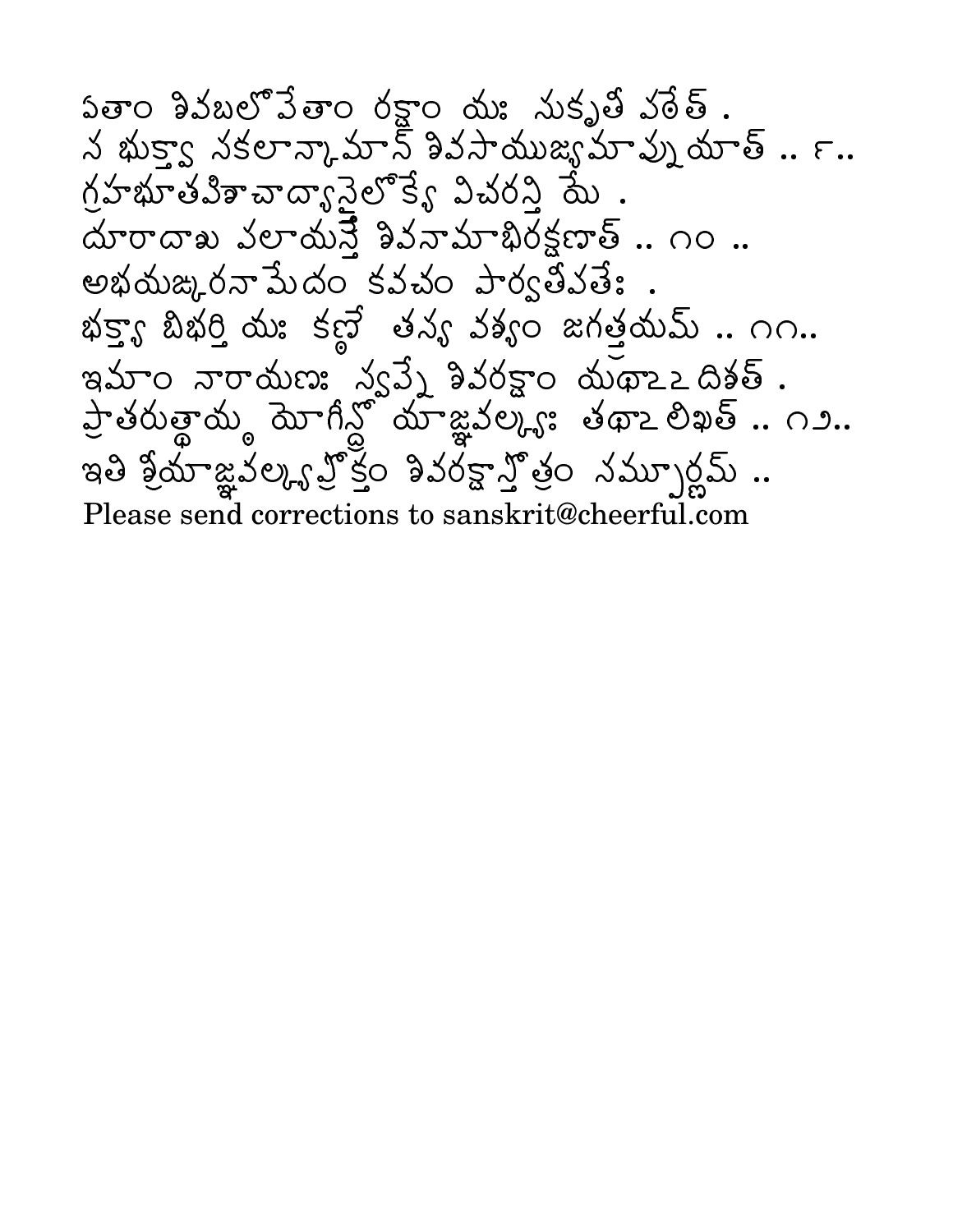ఏతాం శివబలోపేతాం రక్షాం యః సుకృతీ పఠేత్ .
స భుక్త్వా సకలాన్కామాన్ శివసాయుజ్యమాప్నుయాత్ .. ౯..
గ్రహభూతపిశాచాద్యాస్త్రైలోక్యే విచరన్తి యే .
దూరాదాశు పలాయన్తే శివనామాభిరక్షణాత్ .. ౧౦ ..
అభయఙ్కరనామేదం కవచం పార్వతీపతేః .
భక్త్యా బిభర్తి యః కణ్ఠే తస్య వశ్యం జగత్త్రయమ్ .. ౧౧..
ఇమాం నారాయణః స్వప్నే శివరక్షాం యథాఽఽదిశత్ .
ప్రాతరుత్థాయ యోగీన్ద్రో యాజ్ఞవల్క్యః తథాఽలిఖత్ .. ౧౨..
ఇతి శ్రీయాజ్ఞవల్క్యప్రోక్తం శివరక్షాస్తోత్రం సమ్పూర్ణమ్ ..
Please send corrections to sanskrit@cheerful.com